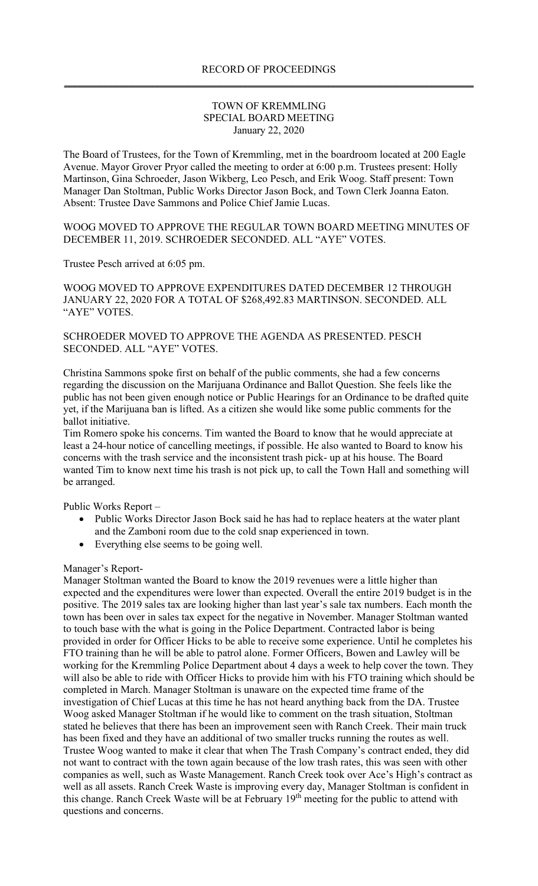RECORD OF PROCEEDINGS

TOWN OF KREMMLING
SPECIAL BOARD MEETING
January 22, 2020

The Board of Trustees, for the Town of Kremmling, met in the boardroom located at 200 Eagle Avenue. Mayor Grover Pryor called the meeting to order at 6:00 p.m. Trustees present: Holly Martinson, Gina Schroeder, Jason Wikberg, Leo Pesch, and Erik Woog. Staff present: Town Manager Dan Stoltman, Public Works Director Jason Bock, and Town Clerk Joanna Eaton. Absent: Trustee Dave Sammons and Police Chief Jamie Lucas.

WOOG MOVED TO APPROVE THE REGULAR TOWN BOARD MEETING MINUTES OF DECEMBER 11, 2019. SCHROEDER SECONDED. ALL "AYE" VOTES.

Trustee Pesch arrived at 6:05 pm.

WOOG MOVED TO APPROVE EXPENDITURES DATED DECEMBER 12 THROUGH JANUARY 22, 2020 FOR A TOTAL OF $268,492.83 MARTINSON. SECONDED. ALL "AYE" VOTES.

SCHROEDER MOVED TO APPROVE THE AGENDA AS PRESENTED. PESCH SECONDED. ALL "AYE" VOTES.

Christina Sammons spoke first on behalf of the public comments, she had a few concerns regarding the discussion on the Marijuana Ordinance and Ballot Question. She feels like the public has not been given enough notice or Public Hearings for an Ordinance to be drafted quite yet, if the Marijuana ban is lifted. As a citizen she would like some public comments for the ballot initiative.

Tim Romero spoke his concerns. Tim wanted the Board to know that he would appreciate at least a 24-hour notice of cancelling meetings, if possible. He also wanted to Board to know his concerns with the trash service and the inconsistent trash pick- up at his house. The Board wanted Tim to know next time his trash is not pick up, to call the Town Hall and something will be arranged.

Public Works Report –

- Public Works Director Jason Bock said he has had to replace heaters at the water plant and the Zamboni room due to the cold snap experienced in town.
- Everything else seems to be going well.

Manager's Report-

Manager Stoltman wanted the Board to know the 2019 revenues were a little higher than expected and the expenditures were lower than expected. Overall the entire 2019 budget is in the positive. The 2019 sales tax are looking higher than last year's sale tax numbers. Each month the town has been over in sales tax expect for the negative in November. Manager Stoltman wanted to touch base with the what is going in the Police Department. Contracted labor is being provided in order for Officer Hicks to be able to receive some experience. Until he completes his FTO training than he will be able to patrol alone. Former Officers, Bowen and Lawley will be working for the Kremmling Police Department about 4 days a week to help cover the town. They will also be able to ride with Officer Hicks to provide him with his FTO training which should be completed in March. Manager Stoltman is unaware on the expected time frame of the investigation of Chief Lucas at this time he has not heard anything back from the DA. Trustee Woog asked Manager Stoltman if he would like to comment on the trash situation, Stoltman stated he believes that there has been an improvement seen with Ranch Creek. Their main truck has been fixed and they have an additional of two smaller trucks running the routes as well. Trustee Woog wanted to make it clear that when The Trash Company's contract ended, they did not want to contract with the town again because of the low trash rates, this was seen with other companies as well, such as Waste Management. Ranch Creek took over Ace's High's contract as well as all assets. Ranch Creek Waste is improving every day, Manager Stoltman is confident in this change. Ranch Creek Waste will be at February 19th meeting for the public to attend with questions and concerns.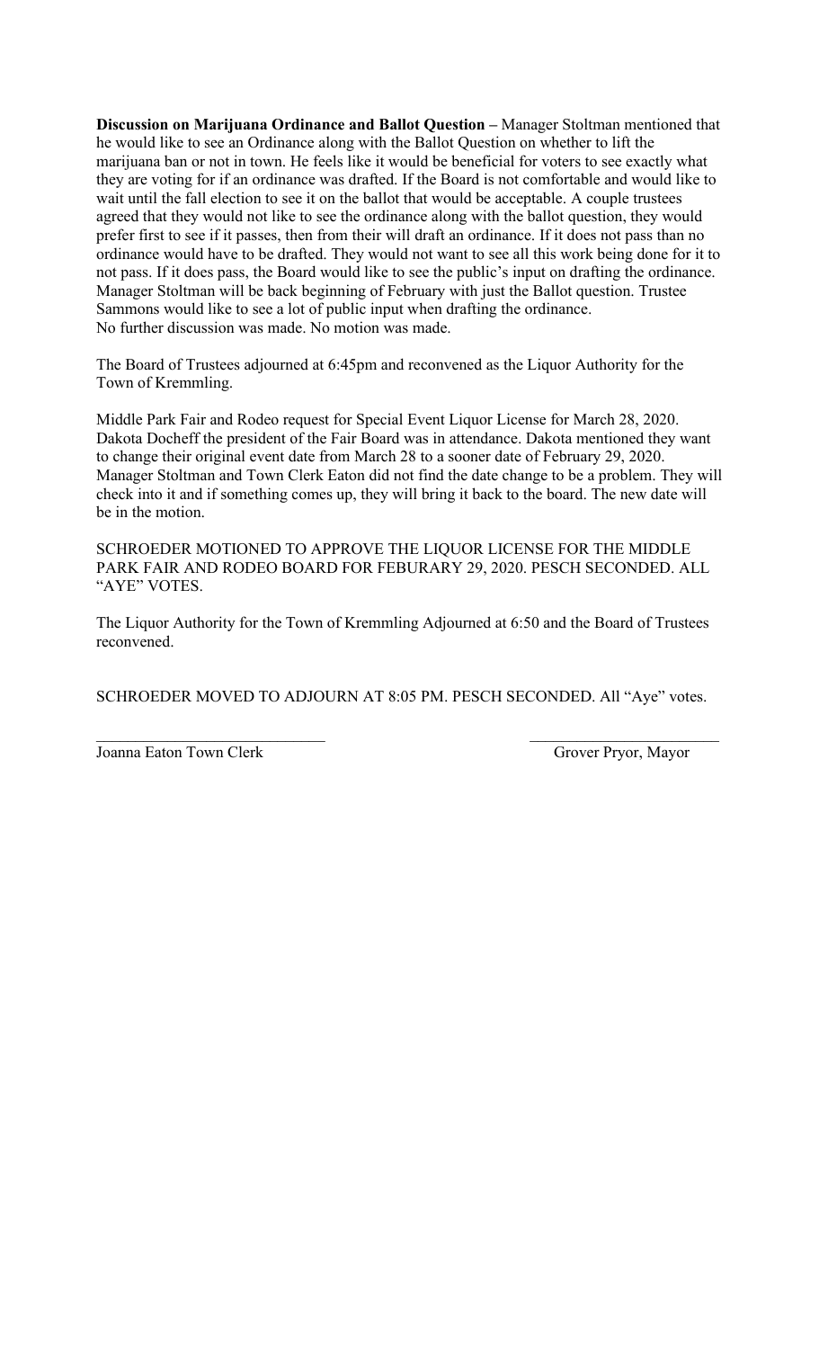**Discussion on Marijuana Ordinance and Ballot Question –** Manager Stoltman mentioned that he would like to see an Ordinance along with the Ballot Question on whether to lift the marijuana ban or not in town. He feels like it would be beneficial for voters to see exactly what they are voting for if an ordinance was drafted. If the Board is not comfortable and would like to wait until the fall election to see it on the ballot that would be acceptable. A couple trustees agreed that they would not like to see the ordinance along with the ballot question, they would prefer first to see if it passes, then from their will draft an ordinance. If it does not pass than no ordinance would have to be drafted. They would not want to see all this work being done for it to not pass. If it does pass, the Board would like to see the public's input on drafting the ordinance. Manager Stoltman will be back beginning of February with just the Ballot question. Trustee Sammons would like to see a lot of public input when drafting the ordinance.
No further discussion was made. No motion was made.

The Board of Trustees adjourned at 6:45pm and reconvened as the Liquor Authority for the Town of Kremmling.

Middle Park Fair and Rodeo request for Special Event Liquor License for March 28, 2020. Dakota Docheff the president of the Fair Board was in attendance. Dakota mentioned they want to change their original event date from March 28 to a sooner date of February 29, 2020. Manager Stoltman and Town Clerk Eaton did not find the date change to be a problem. They will check into it and if something comes up, they will bring it back to the board. The new date will be in the motion.

SCHROEDER MOTIONED TO APPROVE THE LIQUOR LICENSE FOR THE MIDDLE PARK FAIR AND RODEO BOARD FOR FEBURARY 29, 2020. PESCH SECONDED. ALL "AYE" VOTES.

The Liquor Authority for the Town of Kremmling Adjourned at 6:50 and the Board of Trustees reconvened.

SCHROEDER MOVED TO ADJOURN AT 8:05 PM. PESCH SECONDED. All "Aye" votes.

\_\_\_\_\_\_\_\_\_\_\_\_\_\_\_\_\_\_\_\_\_\_\_\_\_\_\_\_\_ \_\_\_\_\_\_\_\_\_\_\_\_\_\_\_\_\_\_\_\_\_\_\_\_\_
Joanna Eaton Town Clerk Grover Pryor, Mayor